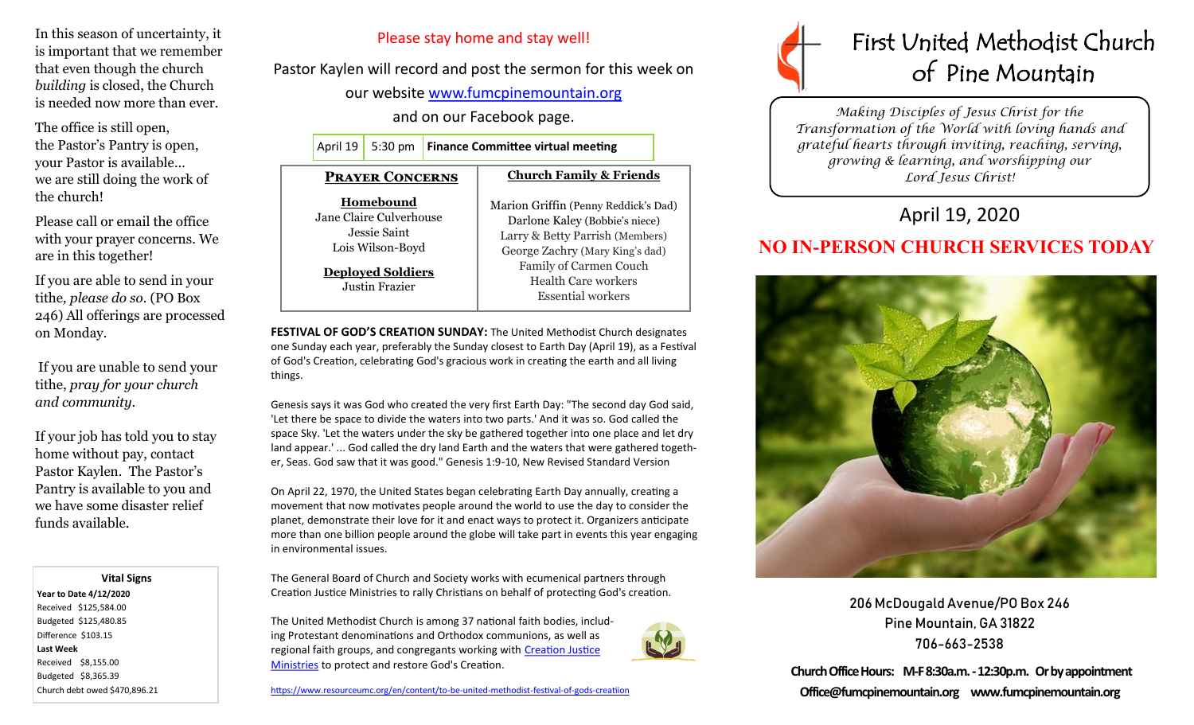# First United Methodist Church of Pine Mountain

*Making Disciples of Jesus Christ for the Transformation of the World with loving hands and grateful hearts through inviting, reaching, serving, growing & learning, and worshipping our Lord Jesus Christ!*

## April 19, 2020

## NO IN-PERSON CHURCH SERVICES TODAY

206 McDougald Avenue/PO Box 246
Pine Mountain, GA 31822
706-663-2538

**Church Office Hours: M-F 8:30a.m. - 12:30p.m. Or by appointment**
**Office@fumcpinemountain.org www.fumcpinemountain.org**

---

In this season of uncertainty, it is important that we remember that even though the church *building* is closed, the Church is needed now more than ever.

The office is still open,
the Pastor's Pantry is open,
your Pastor is available…
we are still doing the work of the church!

Please call or email the office with your prayer concerns. We are in this together!

If you are able to send in your tithe, *please do so*. (PO Box 246) All offerings are processed on Monday.

If you are unable to send your tithe, *pray for your church and community*.

If your job has told you to stay home without pay, contact Pastor Kaylen. The Pastor's Pantry is available to you and we have some disaster relief funds available.

**Vital Signs**

**Year to Date 4/12/2020**
Received $125,584.00
Budgeted $125,480.85
Difference $103.15
**Last Week**
Received $8,155.00
Budgeted $8,365.39
Church debt owed $470,896.21

---

Please stay home and stay well!

Pastor Kaylen will record and post the sermon for this week on our website www.fumcpinemountain.org and on our Facebook page.

| April 19 | 5:30 pm | **Finance Committee virtual meeting** |
|---|---|---|

| **Prayer Concerns** | **Church Family & Friends** |
|---|---|
| **Homebound**<br>Jane Claire Culverhouse<br>Jessie Saint<br>Lois Wilson-Boyd<br><br>**Deployed Soldiers**<br>Justin Frazier | Marion Griffin (Penny Reddick's Dad)<br>Darlone Kaley (Bobbie's niece)<br>Larry & Betty Parrish (Members)<br>George Zachry (Mary King's dad)<br>Family of Carmen Couch<br>Health Care workers<br>Essential workers |

**FESTIVAL OF GOD'S CREATION SUNDAY:** The United Methodist Church designates one Sunday each year, preferably the Sunday closest to Earth Day (April 19), as a Festival of God's Creation, celebrating God's gracious work in creating the earth and all living things.

Genesis says it was God who created the very first Earth Day: "The second day God said, 'Let there be space to divide the waters into two parts.' And it was so. God called the space Sky. 'Let the waters under the sky be gathered together into one place and let dry land appear.' ... God called the dry land Earth and the waters that were gathered together, Seas. God saw that it was good." Genesis 1:9-10, New Revised Standard Version

On April 22, 1970, the United States began celebrating Earth Day annually, creating a movement that now motivates people around the world to use the day to consider the planet, demonstrate their love for it and enact ways to protect it. Organizers anticipate more than one billion people around the globe will take part in events this year engaging in environmental issues.

The General Board of Church and Society works with ecumenical partners through Creation Justice Ministries to rally Christians on behalf of protecting God's creation.

The United Methodist Church is among 37 national faith bodies, including Protestant denominations and Orthodox communions, as well as regional faith groups, and congregants working with Creation Justice Ministries to protect and restore God's Creation.

https://www.resourceumc.org/en/content/to-be-united-methodist-festival-of-gods-creation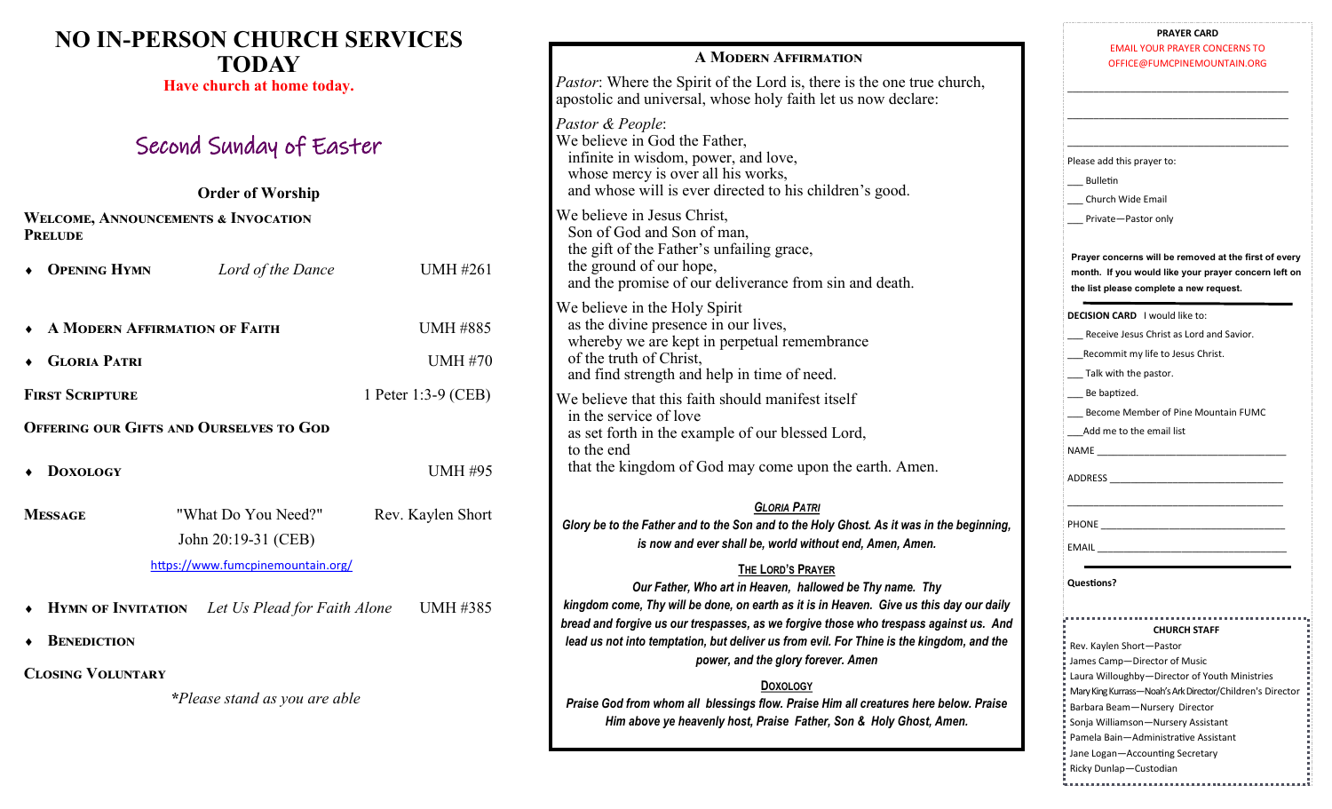# NO IN-PERSON CHURCH SERVICES TODAY

**Have church at home today.**

## Second Sunday of Easter

### Order of Worship

**WELCOME, ANNOUNCEMENTS & INVOCATION**

**PRELUDE**

- **OPENING HYMN** — *Lord of the Dance* — UMH #261
- **A MODERN AFFIRMATION OF FAITH** — UMH #885
- **GLORIA PATRI** — UMH #70

**FIRST SCRIPTURE** — 1 Peter 1:3-9 (CEB)

**OFFERING OUR GIFTS AND OURSELVES TO GOD**

- **DOXOLOGY** — UMH #95

**MESSAGE** — "What Do You Need?" — Rev. Kaylen Short
John 20:19-31 (CEB)

https://www.fumcpinemountain.org/

- **HYMN OF INVITATION** — *Let Us Plead for Faith Alone* — UMH #385
- **BENEDICTION**

**CLOSING VOLUNTARY**

*\*Please stand as you are able*

---

### A MODERN AFFIRMATION

*Pastor*: Where the Spirit of the Lord is, there is the one true church, apostolic and universal, whose holy faith let us now declare:

*Pastor & People*:
We believe in God the Father,
infinite in wisdom, power, and love,
whose mercy is over all his works,
and whose will is ever directed to his children's good.

We believe in Jesus Christ,
Son of God and Son of man,
the gift of the Father's unfailing grace,
the ground of our hope,
and the promise of our deliverance from sin and death.

We believe in the Holy Spirit
as the divine presence in our lives,
whereby we are kept in perpetual remembrance
of the truth of Christ,
and find strength and help in time of need.

We believe that this faith should manifest itself
in the service of love
as set forth in the example of our blessed Lord,
to the end
that the kingdom of God may come upon the earth. Amen.

**GLORIA PATRI**

***Glory be to the Father and to the Son and to the Holy Ghost. As it was in the beginning, is now and ever shall be, world without end, Amen, Amen.***

**THE LORD'S PRAYER**

***Our Father, Who art in Heaven, hallowed be Thy name. Thy kingdom come, Thy will be done, on earth as it is in Heaven. Give us this day our daily bread and forgive us our trespasses, as we forgive those who trespass against us. And lead us not into temptation, but deliver us from evil. For Thine is the kingdom, and the power, and the glory forever. Amen***

**DOXOLOGY**

***Praise God from whom all blessings flow. Praise Him all creatures here below. Praise Him above ye heavenly host, Praise Father, Son & Holy Ghost, Amen.***

---

**PRAYER CARD**

EMAIL YOUR PRAYER CONCERNS TO OFFICE@FUMCPINEMOUNTAIN.ORG

______________________________

______________________________

______________________________

Please add this prayer to:

___ Bulletin

___ Church Wide Email

___ Private—Pastor only

**Prayer concerns will be removed at the first of every month. If you would like your prayer concern left on the list please complete a new request.**

**DECISION CARD** I would like to:

___ Receive Jesus Christ as Lord and Savior.

___Recommit my life to Jesus Christ.

___ Talk with the pastor.

___ Be baptized.

___ Become Member of Pine Mountain FUMC

___Add me to the email list

NAME ______________________________

ADDRESS ______________________________

______________________________

PHONE ______________________________

EMAIL ______________________________

**Questions?**

**CHURCH STAFF**

Rev. Kaylen Short—Pastor
James Camp—Director of Music
Laura Willoughby—Director of Youth Ministries
Mary King Kurrass—Noah's Ark Director/Children's Director
Barbara Beam—Nursery Director
Sonja Williamson—Nursery Assistant
Pamela Bain—Administrative Assistant
Jane Logan—Accounting Secretary
Ricky Dunlap—Custodian